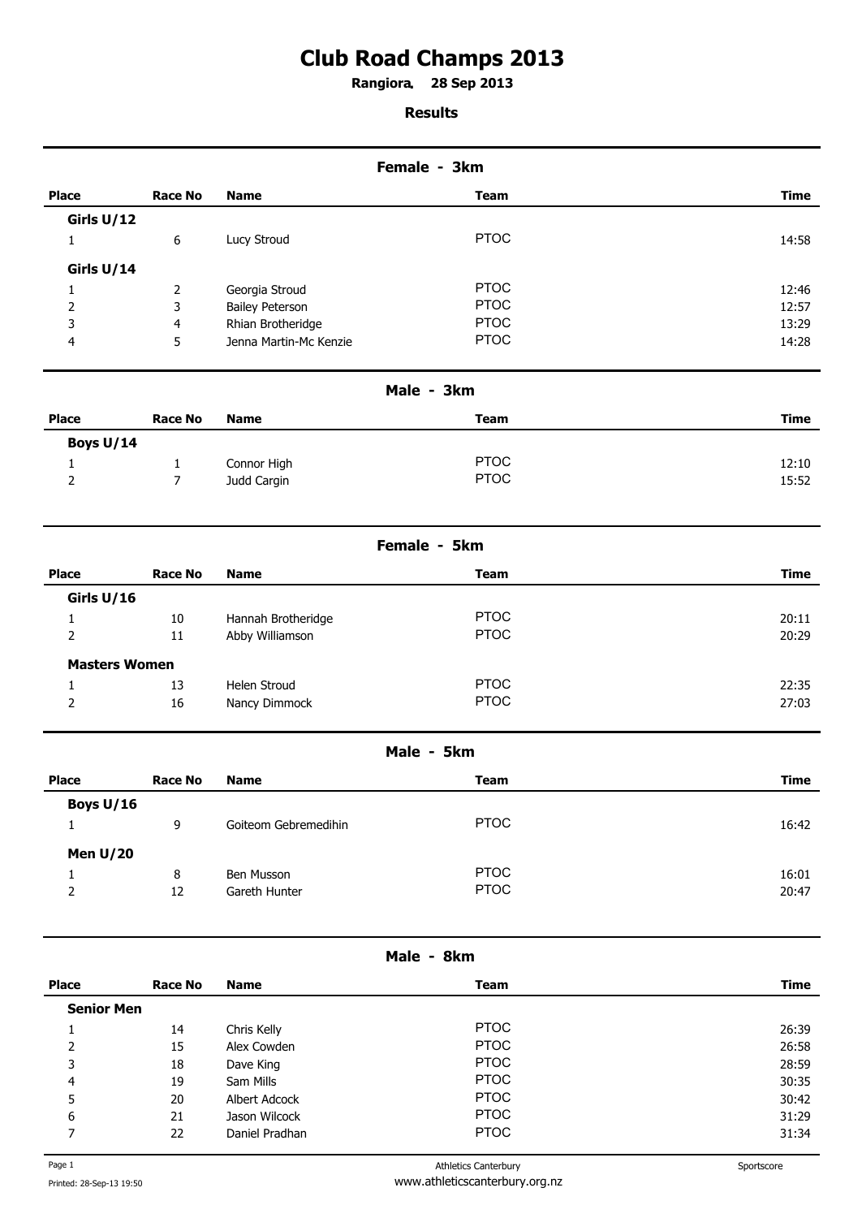# Club Road Champs 2013

**Rangiora. 28 Sep 2013**

**Results**

## Female - 3km

| Place | Race No | Name | Team | Time |
|---|---|---|---|---|
| **Girls U/12** | | | | |
| 1 | 6 | Lucy Stroud | PTOC | 14:58 |
| **Girls U/14** | | | | |
| 1 | 2 | Georgia Stroud | PTOC | 12:46 |
| 2 | 3 | Bailey Peterson | PTOC | 12:57 |
| 3 | 4 | Rhian Brotheridge | PTOC | 13:29 |
| 4 | 5 | Jenna Martin-Mc Kenzie | PTOC | 14:28 |

## Male - 3km

| Place | Race No | Name | Team | Time |
|---|---|---|---|---|
| **Boys U/14** | | | | |
| 1 | 1 | Connor High | PTOC | 12:10 |
| 2 | 7 | Judd Cargin | PTOC | 15:52 |

## Female - 5km

| Place | Race No | Name | Team | Time |
|---|---|---|---|---|
| **Girls U/16** | | | | |
| 1 | 10 | Hannah Brotheridge | PTOC | 20:11 |
| 2 | 11 | Abby Williamson | PTOC | 20:29 |
| **Masters Women** | | | | |
| 1 | 13 | Helen Stroud | PTOC | 22:35 |
| 2 | 16 | Nancy Dimmock | PTOC | 27:03 |

## Male - 5km

| Place | Race No | Name | Team | Time |
|---|---|---|---|---|
| **Boys U/16** | | | | |
| 1 | 9 | Goiteom Gebremedihin | PTOC | 16:42 |
| **Men U/20** | | | | |
| 1 | 8 | Ben Musson | PTOC | 16:01 |
| 2 | 12 | Gareth Hunter | PTOC | 20:47 |

## Male - 8km

| Place | Race No | Name | Team | Time |
|---|---|---|---|---|
| **Senior Men** | | | | |
| 1 | 14 | Chris Kelly | PTOC | 26:39 |
| 2 | 15 | Alex Cowden | PTOC | 26:58 |
| 3 | 18 | Dave King | PTOC | 28:59 |
| 4 | 19 | Sam Mills | PTOC | 30:35 |
| 5 | 20 | Albert Adcock | PTOC | 30:42 |
| 6 | 21 | Jason Wilcock | PTOC | 31:29 |
| 7 | 22 | Daniel Pradhan | PTOC | 31:34 |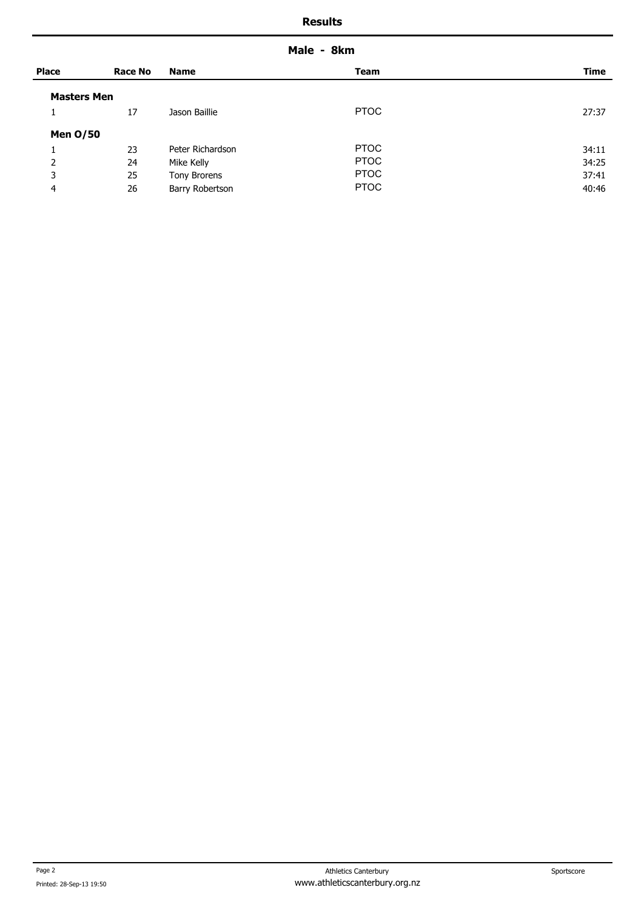## Results

### Male - 8km

| Place | Race No | Name | Team | Time |
|---|---|---|---|---|
| **Masters Men** | | | | |
| 1 | 17 | Jason Baillie | PTOC | 27:37 |
| **Men O/50** | | | | |
| 1 | 23 | Peter Richardson | PTOC | 34:11 |
| 2 | 24 | Mike Kelly | PTOC | 34:25 |
| 3 | 25 | Tony Brorens | PTOC | 37:41 |
| 4 | 26 | Barry Robertson | PTOC | 40:46 |

Printed: 28-Sep-13 19:50

Athletics Canterbury
www.athleticscanterbury.org.nz

Sportscore